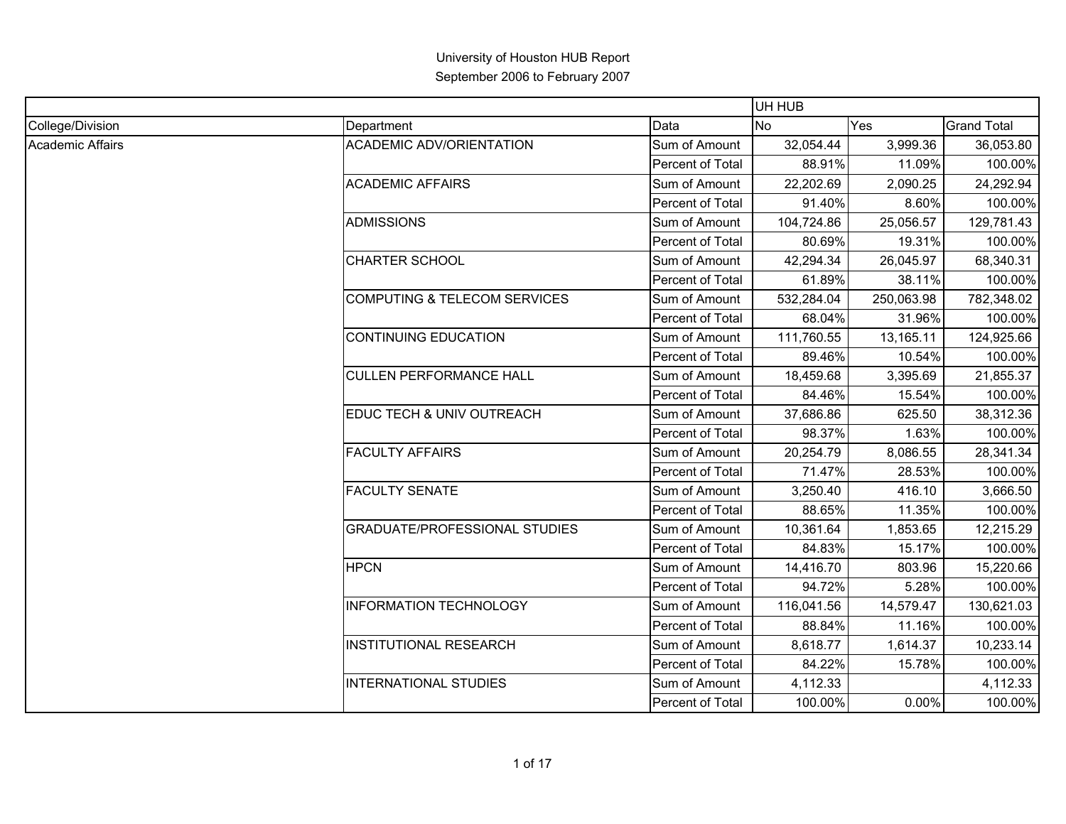# University of Houston HUB Report

## September 2006 to February 2007

| | | | UH HUB | | |
|---|---|---|---|---|---|
| College/Division | Department | Data | No | Yes | Grand Total |
| Academic Affairs | ACADEMIC ADV/ORIENTATION | Sum of Amount | 32,054.44 | 3,999.36 | 36,053.80 |
| | | Percent of Total | 88.91% | 11.09% | 100.00% |
| | ACADEMIC AFFAIRS | Sum of Amount | 22,202.69 | 2,090.25 | 24,292.94 |
| | | Percent of Total | 91.40% | 8.60% | 100.00% |
| | ADMISSIONS | Sum of Amount | 104,724.86 | 25,056.57 | 129,781.43 |
| | | Percent of Total | 80.69% | 19.31% | 100.00% |
| | CHARTER SCHOOL | Sum of Amount | 42,294.34 | 26,045.97 | 68,340.31 |
| | | Percent of Total | 61.89% | 38.11% | 100.00% |
| | COMPUTING & TELECOM SERVICES | Sum of Amount | 532,284.04 | 250,063.98 | 782,348.02 |
| | | Percent of Total | 68.04% | 31.96% | 100.00% |
| | CONTINUING EDUCATION | Sum of Amount | 111,760.55 | 13,165.11 | 124,925.66 |
| | | Percent of Total | 89.46% | 10.54% | 100.00% |
| | CULLEN PERFORMANCE HALL | Sum of Amount | 18,459.68 | 3,395.69 | 21,855.37 |
| | | Percent of Total | 84.46% | 15.54% | 100.00% |
| | EDUC TECH & UNIV OUTREACH | Sum of Amount | 37,686.86 | 625.50 | 38,312.36 |
| | | Percent of Total | 98.37% | 1.63% | 100.00% |
| | FACULTY AFFAIRS | Sum of Amount | 20,254.79 | 8,086.55 | 28,341.34 |
| | | Percent of Total | 71.47% | 28.53% | 100.00% |
| | FACULTY SENATE | Sum of Amount | 3,250.40 | 416.10 | 3,666.50 |
| | | Percent of Total | 88.65% | 11.35% | 100.00% |
| | GRADUATE/PROFESSIONAL STUDIES | Sum of Amount | 10,361.64 | 1,853.65 | 12,215.29 |
| | | Percent of Total | 84.83% | 15.17% | 100.00% |
| | HPCN | Sum of Amount | 14,416.70 | 803.96 | 15,220.66 |
| | | Percent of Total | 94.72% | 5.28% | 100.00% |
| | INFORMATION TECHNOLOGY | Sum of Amount | 116,041.56 | 14,579.47 | 130,621.03 |
| | | Percent of Total | 88.84% | 11.16% | 100.00% |
| | INSTITUTIONAL RESEARCH | Sum of Amount | 8,618.77 | 1,614.37 | 10,233.14 |
| | | Percent of Total | 84.22% | 15.78% | 100.00% |
| | INTERNATIONAL STUDIES | Sum of Amount | 4,112.33 | | 4,112.33 |
| | | Percent of Total | 100.00% | 0.00% | 100.00% |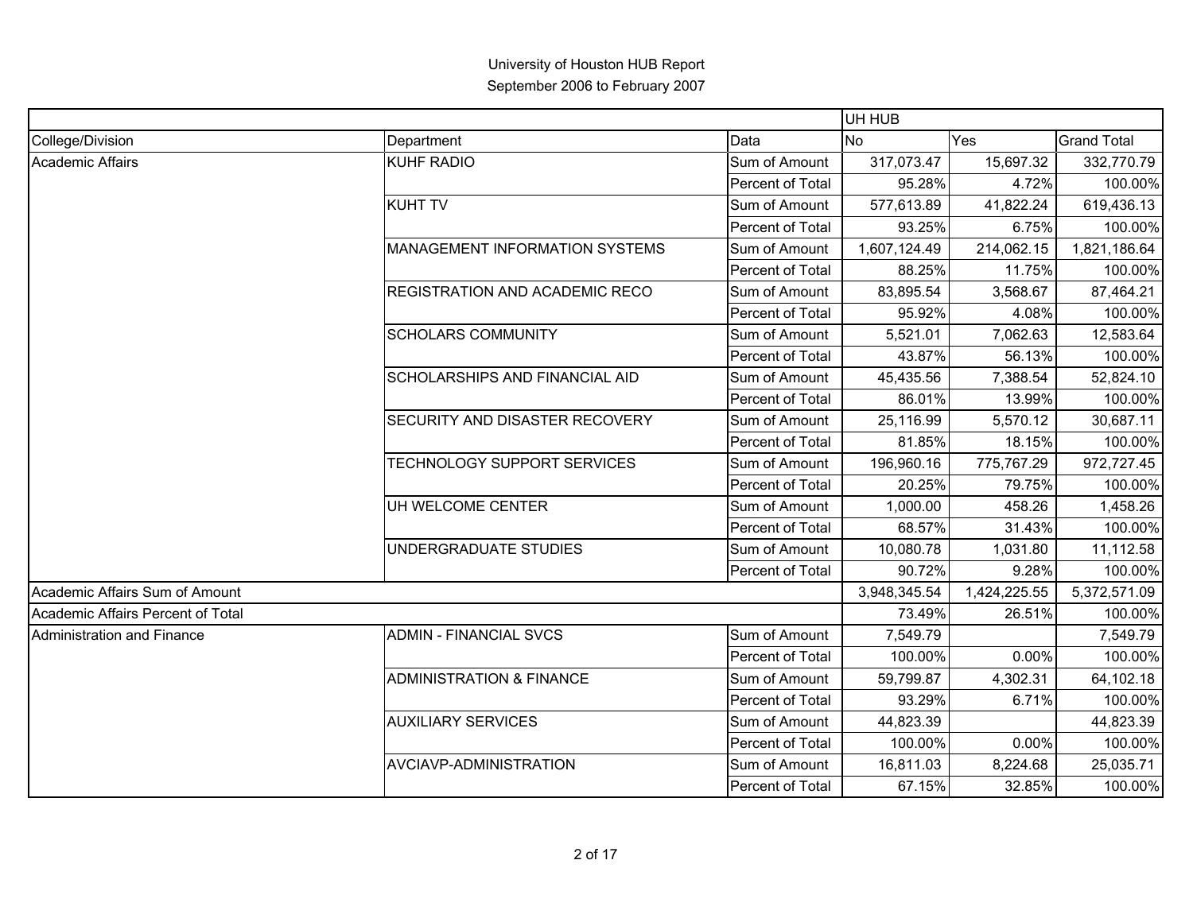University of Houston HUB Report
September 2006 to February 2007

| | | | UH HUB | | |
|---|---|---|---|---|---|
| College/Division | Department | Data | No | Yes | Grand Total |
| Academic Affairs | KUHF RADIO | Sum of Amount | 317,073.47 | 15,697.32 | 332,770.79 |
| | | Percent of Total | 95.28% | 4.72% | 100.00% |
| | KUHT TV | Sum of Amount | 577,613.89 | 41,822.24 | 619,436.13 |
| | | Percent of Total | 93.25% | 6.75% | 100.00% |
| | MANAGEMENT INFORMATION SYSTEMS | Sum of Amount | 1,607,124.49 | 214,062.15 | 1,821,186.64 |
| | | Percent of Total | 88.25% | 11.75% | 100.00% |
| | REGISTRATION AND ACADEMIC RECO | Sum of Amount | 83,895.54 | 3,568.67 | 87,464.21 |
| | | Percent of Total | 95.92% | 4.08% | 100.00% |
| | SCHOLARS COMMUNITY | Sum of Amount | 5,521.01 | 7,062.63 | 12,583.64 |
| | | Percent of Total | 43.87% | 56.13% | 100.00% |
| | SCHOLARSHIPS AND FINANCIAL AID | Sum of Amount | 45,435.56 | 7,388.54 | 52,824.10 |
| | | Percent of Total | 86.01% | 13.99% | 100.00% |
| | SECURITY AND DISASTER RECOVERY | Sum of Amount | 25,116.99 | 5,570.12 | 30,687.11 |
| | | Percent of Total | 81.85% | 18.15% | 100.00% |
| | TECHNOLOGY SUPPORT SERVICES | Sum of Amount | 196,960.16 | 775,767.29 | 972,727.45 |
| | | Percent of Total | 20.25% | 79.75% | 100.00% |
| | UH WELCOME CENTER | Sum of Amount | 1,000.00 | 458.26 | 1,458.26 |
| | | Percent of Total | 68.57% | 31.43% | 100.00% |
| | UNDERGRADUATE STUDIES | Sum of Amount | 10,080.78 | 1,031.80 | 11,112.58 |
| | | Percent of Total | 90.72% | 9.28% | 100.00% |
| Academic Affairs Sum of Amount | | | 3,948,345.54 | 1,424,225.55 | 5,372,571.09 |
| Academic Affairs Percent of Total | | | 73.49% | 26.51% | 100.00% |
| Administration and Finance | ADMIN - FINANCIAL SVCS | Sum of Amount | 7,549.79 | | 7,549.79 |
| | | Percent of Total | 100.00% | 0.00% | 100.00% |
| | ADMINISTRATION & FINANCE | Sum of Amount | 59,799.87 | 4,302.31 | 64,102.18 |
| | | Percent of Total | 93.29% | 6.71% | 100.00% |
| | AUXILIARY SERVICES | Sum of Amount | 44,823.39 | | 44,823.39 |
| | | Percent of Total | 100.00% | 0.00% | 100.00% |
| | AVCIAVP-ADMINISTRATION | Sum of Amount | 16,811.03 | 8,224.68 | 25,035.71 |
| | | Percent of Total | 67.15% | 32.85% | 100.00% |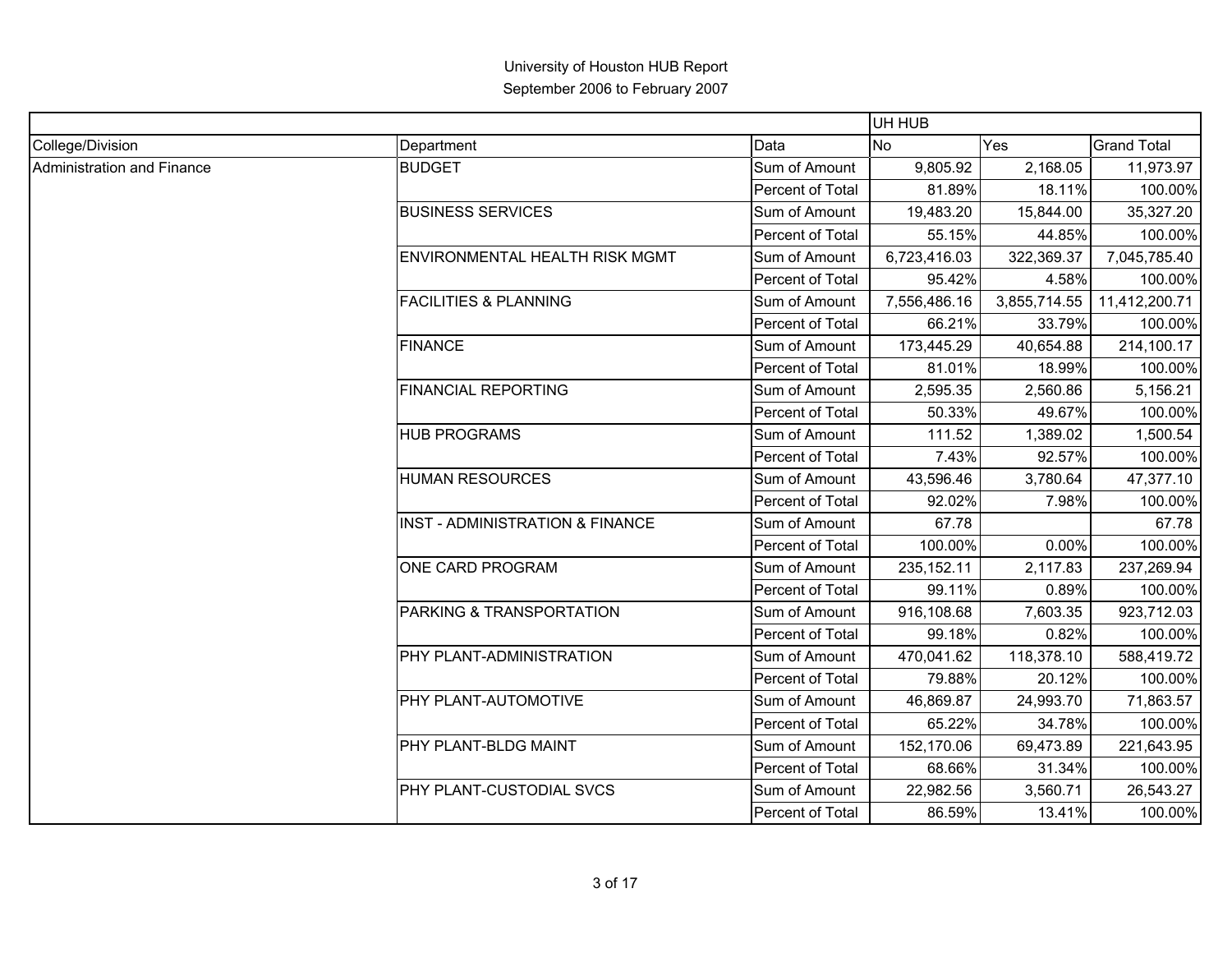# University of Houston HUB Report
## September 2006 to February 2007

| | | | UH HUB | | |
|---|---|---|---|---|---|
| College/Division | Department | Data | No | Yes | Grand Total |
| Administration and Finance | BUDGET | Sum of Amount | 9,805.92 | 2,168.05 | 11,973.97 |
| | | Percent of Total | 81.89% | 18.11% | 100.00% |
| | BUSINESS SERVICES | Sum of Amount | 19,483.20 | 15,844.00 | 35,327.20 |
| | | Percent of Total | 55.15% | 44.85% | 100.00% |
| | ENVIRONMENTAL HEALTH RISK MGMT | Sum of Amount | 6,723,416.03 | 322,369.37 | 7,045,785.40 |
| | | Percent of Total | 95.42% | 4.58% | 100.00% |
| | FACILITIES & PLANNING | Sum of Amount | 7,556,486.16 | 3,855,714.55 | 11,412,200.71 |
| | | Percent of Total | 66.21% | 33.79% | 100.00% |
| | FINANCE | Sum of Amount | 173,445.29 | 40,654.88 | 214,100.17 |
| | | Percent of Total | 81.01% | 18.99% | 100.00% |
| | FINANCIAL REPORTING | Sum of Amount | 2,595.35 | 2,560.86 | 5,156.21 |
| | | Percent of Total | 50.33% | 49.67% | 100.00% |
| | HUB PROGRAMS | Sum of Amount | 111.52 | 1,389.02 | 1,500.54 |
| | | Percent of Total | 7.43% | 92.57% | 100.00% |
| | HUMAN RESOURCES | Sum of Amount | 43,596.46 | 3,780.64 | 47,377.10 |
| | | Percent of Total | 92.02% | 7.98% | 100.00% |
| | INST - ADMINISTRATION & FINANCE | Sum of Amount | 67.78 | | 67.78 |
| | | Percent of Total | 100.00% | 0.00% | 100.00% |
| | ONE CARD PROGRAM | Sum of Amount | 235,152.11 | 2,117.83 | 237,269.94 |
| | | Percent of Total | 99.11% | 0.89% | 100.00% |
| | PARKING & TRANSPORTATION | Sum of Amount | 916,108.68 | 7,603.35 | 923,712.03 |
| | | Percent of Total | 99.18% | 0.82% | 100.00% |
| | PHY PLANT-ADMINISTRATION | Sum of Amount | 470,041.62 | 118,378.10 | 588,419.72 |
| | | Percent of Total | 79.88% | 20.12% | 100.00% |
| | PHY PLANT-AUTOMOTIVE | Sum of Amount | 46,869.87 | 24,993.70 | 71,863.57 |
| | | Percent of Total | 65.22% | 34.78% | 100.00% |
| | PHY PLANT-BLDG MAINT | Sum of Amount | 152,170.06 | 69,473.89 | 221,643.95 |
| | | Percent of Total | 68.66% | 31.34% | 100.00% |
| | PHY PLANT-CUSTODIAL SVCS | Sum of Amount | 22,982.56 | 3,560.71 | 26,543.27 |
| | | Percent of Total | 86.59% | 13.41% | 100.00% |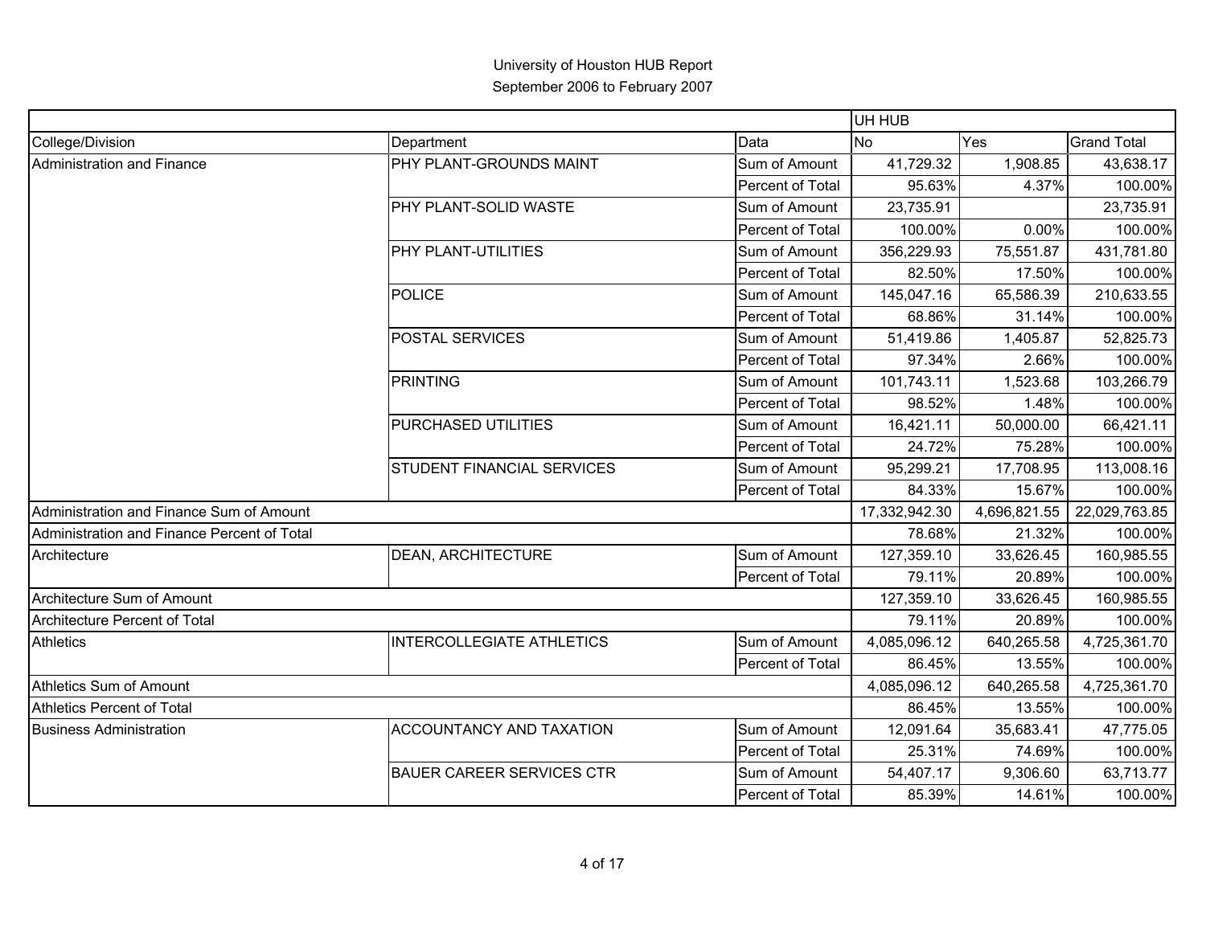University of Houston HUB Report
September 2006 to February 2007

| | | | UH HUB | | |
|---|---|---|---|---|---|
| College/Division | Department | Data | No | Yes | Grand Total |
| Administration and Finance | PHY PLANT-GROUNDS MAINT | Sum of Amount | 41,729.32 | 1,908.85 | 43,638.17 |
| | | Percent of Total | 95.63% | 4.37% | 100.00% |
| | PHY PLANT-SOLID WASTE | Sum of Amount | 23,735.91 | | 23,735.91 |
| | | Percent of Total | 100.00% | 0.00% | 100.00% |
| | PHY PLANT-UTILITIES | Sum of Amount | 356,229.93 | 75,551.87 | 431,781.80 |
| | | Percent of Total | 82.50% | 17.50% | 100.00% |
| | POLICE | Sum of Amount | 145,047.16 | 65,586.39 | 210,633.55 |
| | | Percent of Total | 68.86% | 31.14% | 100.00% |
| | POSTAL SERVICES | Sum of Amount | 51,419.86 | 1,405.87 | 52,825.73 |
| | | Percent of Total | 97.34% | 2.66% | 100.00% |
| | PRINTING | Sum of Amount | 101,743.11 | 1,523.68 | 103,266.79 |
| | | Percent of Total | 98.52% | 1.48% | 100.00% |
| | PURCHASED UTILITIES | Sum of Amount | 16,421.11 | 50,000.00 | 66,421.11 |
| | | Percent of Total | 24.72% | 75.28% | 100.00% |
| | STUDENT FINANCIAL SERVICES | Sum of Amount | 95,299.21 | 17,708.95 | 113,008.16 |
| | | Percent of Total | 84.33% | 15.67% | 100.00% |
| Administration and Finance Sum of Amount | | | 17,332,942.30 | 4,696,821.55 | 22,029,763.85 |
| Administration and Finance Percent of Total | | | 78.68% | 21.32% | 100.00% |
| Architecture | DEAN, ARCHITECTURE | Sum of Amount | 127,359.10 | 33,626.45 | 160,985.55 |
| | | Percent of Total | 79.11% | 20.89% | 100.00% |
| Architecture Sum of Amount | | | 127,359.10 | 33,626.45 | 160,985.55 |
| Architecture Percent of Total | | | 79.11% | 20.89% | 100.00% |
| Athletics | INTERCOLLEGIATE ATHLETICS | Sum of Amount | 4,085,096.12 | 640,265.58 | 4,725,361.70 |
| | | Percent of Total | 86.45% | 13.55% | 100.00% |
| Athletics Sum of Amount | | | 4,085,096.12 | 640,265.58 | 4,725,361.70 |
| Athletics Percent of Total | | | 86.45% | 13.55% | 100.00% |
| Business Administration | ACCOUNTANCY AND TAXATION | Sum of Amount | 12,091.64 | 35,683.41 | 47,775.05 |
| | | Percent of Total | 25.31% | 74.69% | 100.00% |
| | BAUER CAREER SERVICES CTR | Sum of Amount | 54,407.17 | 9,306.60 | 63,713.77 |
| | | Percent of Total | 85.39% | 14.61% | 100.00% |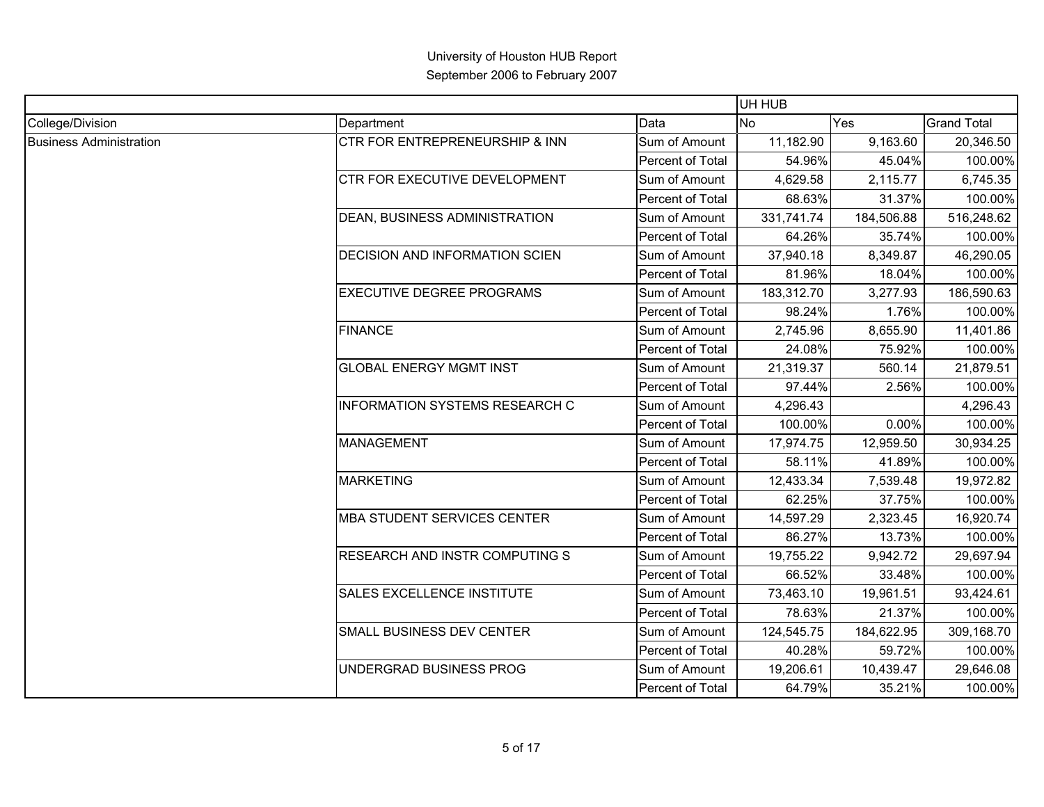University of Houston HUB Report
September 2006 to February 2007

| | | | UH HUB | | |
|---|---|---|---|---|---|
| College/Division | Department | Data | No | Yes | Grand Total |
| Business Administration | CTR FOR ENTREPRENEURSHIP & INN | Sum of Amount | 11,182.90 | 9,163.60 | 20,346.50 |
| | | Percent of Total | 54.96% | 45.04% | 100.00% |
| | CTR FOR EXECUTIVE DEVELOPMENT | Sum of Amount | 4,629.58 | 2,115.77 | 6,745.35 |
| | | Percent of Total | 68.63% | 31.37% | 100.00% |
| | DEAN, BUSINESS ADMINISTRATION | Sum of Amount | 331,741.74 | 184,506.88 | 516,248.62 |
| | | Percent of Total | 64.26% | 35.74% | 100.00% |
| | DECISION AND INFORMATION SCIEN | Sum of Amount | 37,940.18 | 8,349.87 | 46,290.05 |
| | | Percent of Total | 81.96% | 18.04% | 100.00% |
| | EXECUTIVE DEGREE PROGRAMS | Sum of Amount | 183,312.70 | 3,277.93 | 186,590.63 |
| | | Percent of Total | 98.24% | 1.76% | 100.00% |
| | FINANCE | Sum of Amount | 2,745.96 | 8,655.90 | 11,401.86 |
| | | Percent of Total | 24.08% | 75.92% | 100.00% |
| | GLOBAL ENERGY MGMT INST | Sum of Amount | 21,319.37 | 560.14 | 21,879.51 |
| | | Percent of Total | 97.44% | 2.56% | 100.00% |
| | INFORMATION SYSTEMS RESEARCH C | Sum of Amount | 4,296.43 | | 4,296.43 |
| | | Percent of Total | 100.00% | 0.00% | 100.00% |
| | MANAGEMENT | Sum of Amount | 17,974.75 | 12,959.50 | 30,934.25 |
| | | Percent of Total | 58.11% | 41.89% | 100.00% |
| | MARKETING | Sum of Amount | 12,433.34 | 7,539.48 | 19,972.82 |
| | | Percent of Total | 62.25% | 37.75% | 100.00% |
| | MBA STUDENT SERVICES CENTER | Sum of Amount | 14,597.29 | 2,323.45 | 16,920.74 |
| | | Percent of Total | 86.27% | 13.73% | 100.00% |
| | RESEARCH AND INSTR COMPUTING S | Sum of Amount | 19,755.22 | 9,942.72 | 29,697.94 |
| | | Percent of Total | 66.52% | 33.48% | 100.00% |
| | SALES EXCELLENCE INSTITUTE | Sum of Amount | 73,463.10 | 19,961.51 | 93,424.61 |
| | | Percent of Total | 78.63% | 21.37% | 100.00% |
| | SMALL BUSINESS DEV CENTER | Sum of Amount | 124,545.75 | 184,622.95 | 309,168.70 |
| | | Percent of Total | 40.28% | 59.72% | 100.00% |
| | UNDERGRAD BUSINESS PROG | Sum of Amount | 19,206.61 | 10,439.47 | 29,646.08 |
| | | Percent of Total | 64.79% | 35.21% | 100.00% |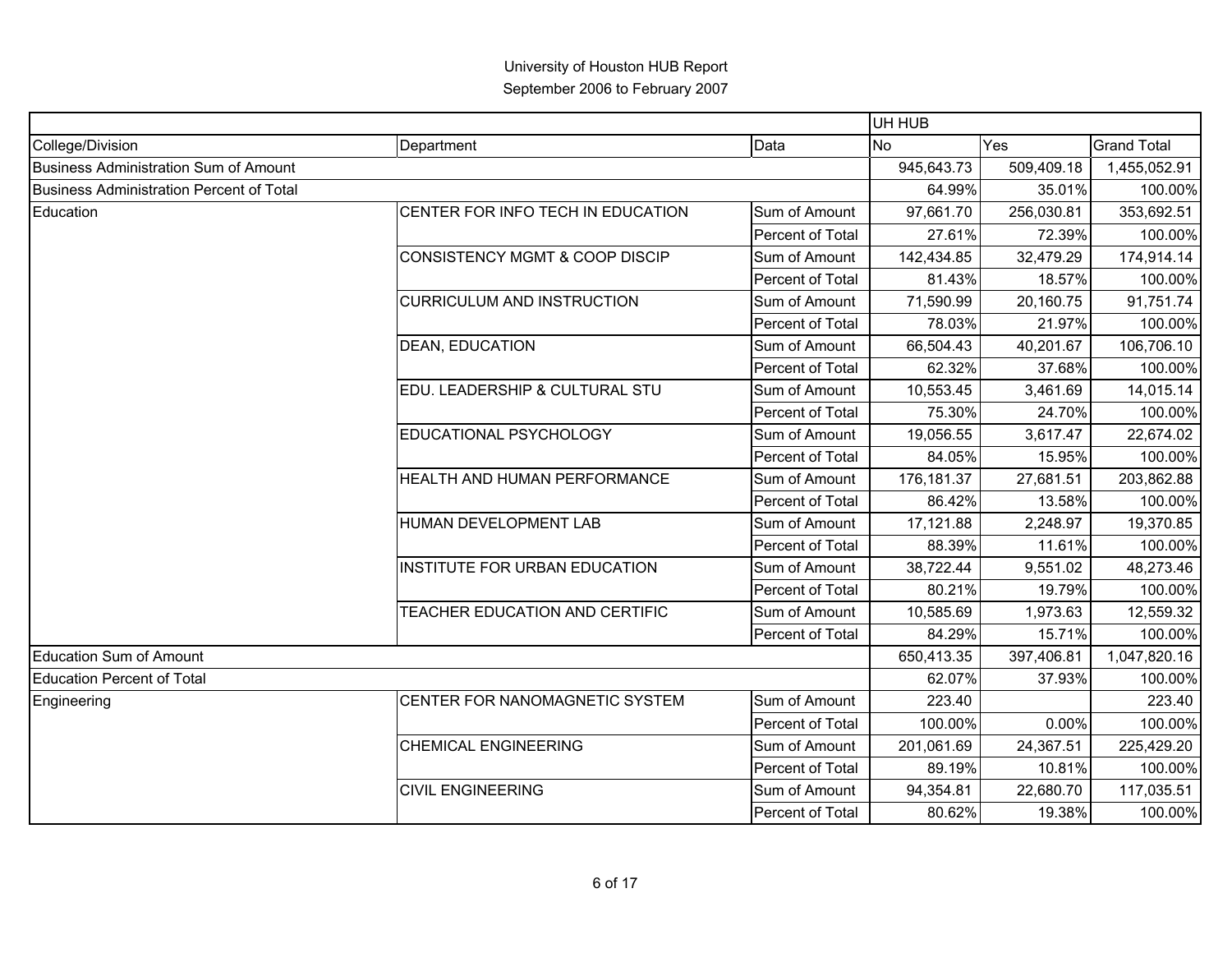# University of Houston HUB Report

September 2006 to February 2007

| | | | UH HUB | | |
|---|---|---|---|---|---|
| College/Division | Department | Data | No | Yes | Grand Total |
| Business Administration Sum of Amount | | | 945,643.73 | 509,409.18 | 1,455,052.91 |
| Business Administration Percent of Total | | | 64.99% | 35.01% | 100.00% |
| Education | CENTER FOR INFO TECH IN EDUCATION | Sum of Amount | 97,661.70 | 256,030.81 | 353,692.51 |
| | | Percent of Total | 27.61% | 72.39% | 100.00% |
| | CONSISTENCY MGMT & COOP DISCIP | Sum of Amount | 142,434.85 | 32,479.29 | 174,914.14 |
| | | Percent of Total | 81.43% | 18.57% | 100.00% |
| | CURRICULUM AND INSTRUCTION | Sum of Amount | 71,590.99 | 20,160.75 | 91,751.74 |
| | | Percent of Total | 78.03% | 21.97% | 100.00% |
| | DEAN, EDUCATION | Sum of Amount | 66,504.43 | 40,201.67 | 106,706.10 |
| | | Percent of Total | 62.32% | 37.68% | 100.00% |
| | EDU. LEADERSHIP & CULTURAL STU | Sum of Amount | 10,553.45 | 3,461.69 | 14,015.14 |
| | | Percent of Total | 75.30% | 24.70% | 100.00% |
| | EDUCATIONAL PSYCHOLOGY | Sum of Amount | 19,056.55 | 3,617.47 | 22,674.02 |
| | | Percent of Total | 84.05% | 15.95% | 100.00% |
| | HEALTH AND HUMAN PERFORMANCE | Sum of Amount | 176,181.37 | 27,681.51 | 203,862.88 |
| | | Percent of Total | 86.42% | 13.58% | 100.00% |
| | HUMAN DEVELOPMENT LAB | Sum of Amount | 17,121.88 | 2,248.97 | 19,370.85 |
| | | Percent of Total | 88.39% | 11.61% | 100.00% |
| | INSTITUTE FOR URBAN EDUCATION | Sum of Amount | 38,722.44 | 9,551.02 | 48,273.46 |
| | | Percent of Total | 80.21% | 19.79% | 100.00% |
| | TEACHER EDUCATION AND CERTIFIC | Sum of Amount | 10,585.69 | 1,973.63 | 12,559.32 |
| | | Percent of Total | 84.29% | 15.71% | 100.00% |
| Education Sum of Amount | | | 650,413.35 | 397,406.81 | 1,047,820.16 |
| Education Percent of Total | | | 62.07% | 37.93% | 100.00% |
| Engineering | CENTER FOR NANOMAGNETIC SYSTEM | Sum of Amount | 223.40 | | 223.40 |
| | | Percent of Total | 100.00% | 0.00% | 100.00% |
| | CHEMICAL ENGINEERING | Sum of Amount | 201,061.69 | 24,367.51 | 225,429.20 |
| | | Percent of Total | 89.19% | 10.81% | 100.00% |
| | CIVIL ENGINEERING | Sum of Amount | 94,354.81 | 22,680.70 | 117,035.51 |
| | | Percent of Total | 80.62% | 19.38% | 100.00% |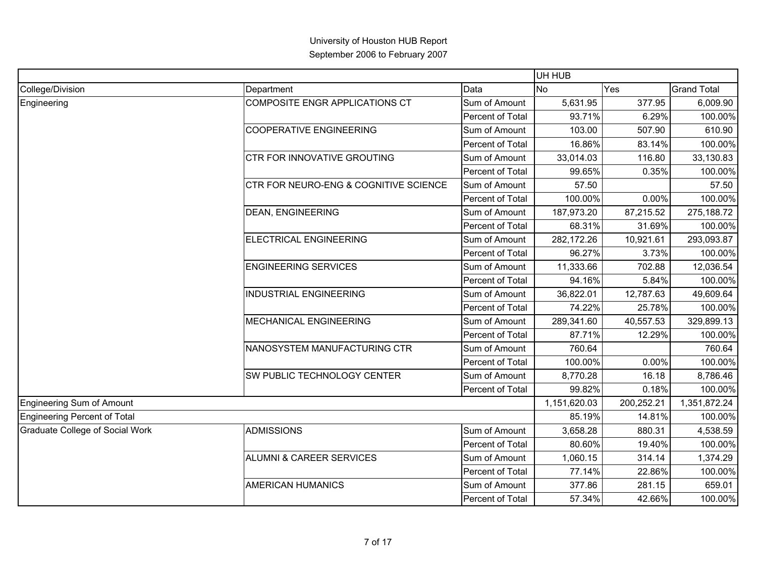University of Houston HUB Report
September 2006 to February 2007

| | | | UH HUB | | |
|---|---|---|---|---|---|
| College/Division | Department | Data | No | Yes | Grand Total |
| Engineering | COMPOSITE ENGR APPLICATIONS CT | Sum of Amount | 5,631.95 | 377.95 | 6,009.90 |
| | | Percent of Total | 93.71% | 6.29% | 100.00% |
| | COOPERATIVE ENGINEERING | Sum of Amount | 103.00 | 507.90 | 610.90 |
| | | Percent of Total | 16.86% | 83.14% | 100.00% |
| | CTR FOR INNOVATIVE GROUTING | Sum of Amount | 33,014.03 | 116.80 | 33,130.83 |
| | | Percent of Total | 99.65% | 0.35% | 100.00% |
| | CTR FOR NEURO-ENG & COGNITIVE SCIENCE | Sum of Amount | 57.50 | | 57.50 |
| | | Percent of Total | 100.00% | 0.00% | 100.00% |
| | DEAN, ENGINEERING | Sum of Amount | 187,973.20 | 87,215.52 | 275,188.72 |
| | | Percent of Total | 68.31% | 31.69% | 100.00% |
| | ELECTRICAL ENGINEERING | Sum of Amount | 282,172.26 | 10,921.61 | 293,093.87 |
| | | Percent of Total | 96.27% | 3.73% | 100.00% |
| | ENGINEERING SERVICES | Sum of Amount | 11,333.66 | 702.88 | 12,036.54 |
| | | Percent of Total | 94.16% | 5.84% | 100.00% |
| | INDUSTRIAL ENGINEERING | Sum of Amount | 36,822.01 | 12,787.63 | 49,609.64 |
| | | Percent of Total | 74.22% | 25.78% | 100.00% |
| | MECHANICAL ENGINEERING | Sum of Amount | 289,341.60 | 40,557.53 | 329,899.13 |
| | | Percent of Total | 87.71% | 12.29% | 100.00% |
| | NANOSYSTEM MANUFACTURING CTR | Sum of Amount | 760.64 | | 760.64 |
| | | Percent of Total | 100.00% | 0.00% | 100.00% |
| | SW PUBLIC TECHNOLOGY CENTER | Sum of Amount | 8,770.28 | 16.18 | 8,786.46 |
| | | Percent of Total | 99.82% | 0.18% | 100.00% |
| Engineering Sum of Amount | | | 1,151,620.03 | 200,252.21 | 1,351,872.24 |
| Engineering Percent of Total | | | 85.19% | 14.81% | 100.00% |
| Graduate College of Social Work | ADMISSIONS | Sum of Amount | 3,658.28 | 880.31 | 4,538.59 |
| | | Percent of Total | 80.60% | 19.40% | 100.00% |
| | ALUMNI & CAREER SERVICES | Sum of Amount | 1,060.15 | 314.14 | 1,374.29 |
| | | Percent of Total | 77.14% | 22.86% | 100.00% |
| | AMERICAN HUMANICS | Sum of Amount | 377.86 | 281.15 | 659.01 |
| | | Percent of Total | 57.34% | 42.66% | 100.00% |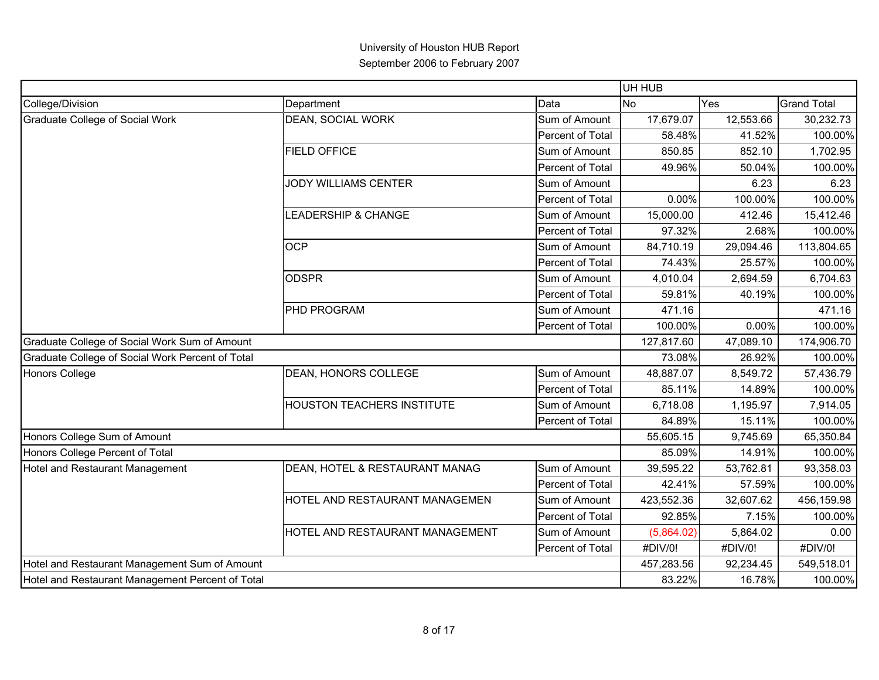# University of Houston HUB Report

September 2006 to February 2007

| | | | UH HUB | | |
|---|---|---|---|---|---|
| College/Division | Department | Data | No | Yes | Grand Total |
| Graduate College of Social Work | DEAN, SOCIAL WORK | Sum of Amount | 17,679.07 | 12,553.66 | 30,232.73 |
| | | Percent of Total | 58.48% | 41.52% | 100.00% |
| | FIELD OFFICE | Sum of Amount | 850.85 | 852.10 | 1,702.95 |
| | | Percent of Total | 49.96% | 50.04% | 100.00% |
| | JODY WILLIAMS CENTER | Sum of Amount | | 6.23 | 6.23 |
| | | Percent of Total | 0.00% | 100.00% | 100.00% |
| | LEADERSHIP & CHANGE | Sum of Amount | 15,000.00 | 412.46 | 15,412.46 |
| | | Percent of Total | 97.32% | 2.68% | 100.00% |
| | OCP | Sum of Amount | 84,710.19 | 29,094.46 | 113,804.65 |
| | | Percent of Total | 74.43% | 25.57% | 100.00% |
| | ODSPR | Sum of Amount | 4,010.04 | 2,694.59 | 6,704.63 |
| | | Percent of Total | 59.81% | 40.19% | 100.00% |
| | PHD PROGRAM | Sum of Amount | 471.16 | | 471.16 |
| | | Percent of Total | 100.00% | 0.00% | 100.00% |
| Graduate College of Social Work Sum of Amount | | | 127,817.60 | 47,089.10 | 174,906.70 |
| Graduate College of Social Work Percent of Total | | | 73.08% | 26.92% | 100.00% |
| Honors College | DEAN, HONORS COLLEGE | Sum of Amount | 48,887.07 | 8,549.72 | 57,436.79 |
| | | Percent of Total | 85.11% | 14.89% | 100.00% |
| | HOUSTON TEACHERS INSTITUTE | Sum of Amount | 6,718.08 | 1,195.97 | 7,914.05 |
| | | Percent of Total | 84.89% | 15.11% | 100.00% |
| Honors College Sum of Amount | | | 55,605.15 | 9,745.69 | 65,350.84 |
| Honors College Percent of Total | | | 85.09% | 14.91% | 100.00% |
| Hotel and Restaurant Management | DEAN, HOTEL & RESTAURANT MANAG | Sum of Amount | 39,595.22 | 53,762.81 | 93,358.03 |
| | | Percent of Total | 42.41% | 57.59% | 100.00% |
| | HOTEL AND RESTAURANT MANAGEMEN | Sum of Amount | 423,552.36 | 32,607.62 | 456,159.98 |
| | | Percent of Total | 92.85% | 7.15% | 100.00% |
| | HOTEL AND RESTAURANT MANAGEMENT | Sum of Amount | (5,864.02) | 5,864.02 | 0.00 |
| | | Percent of Total | #DIV/0! | #DIV/0! | #DIV/0! |
| Hotel and Restaurant Management Sum of Amount | | | 457,283.56 | 92,234.45 | 549,518.01 |
| Hotel and Restaurant Management Percent of Total | | | 83.22% | 16.78% | 100.00% |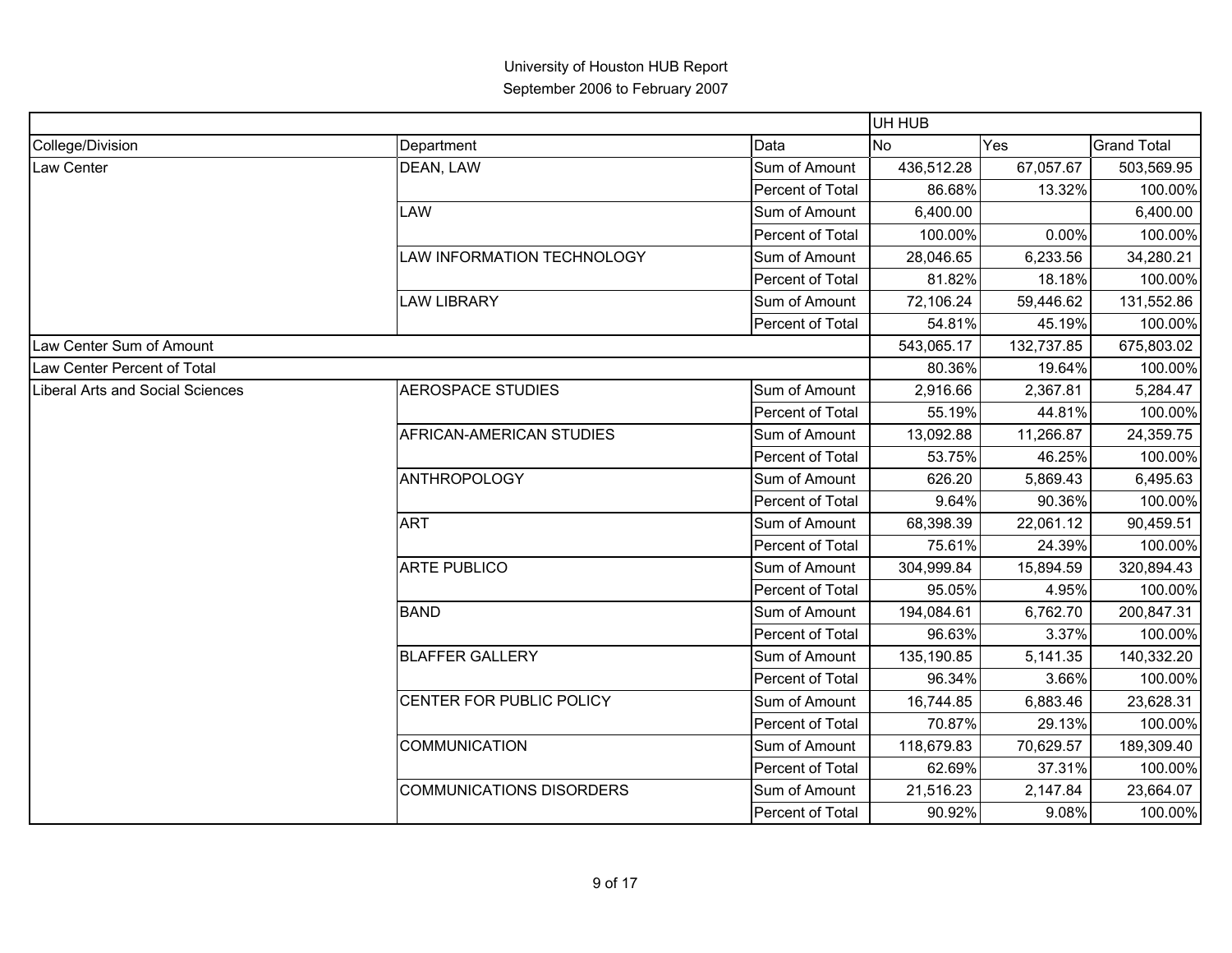University of Houston HUB Report

September 2006 to February 2007

| | | | UH HUB | | |
|---|---|---|---|---|---|
| College/Division | Department | Data | No | Yes | Grand Total |
| Law Center | DEAN, LAW | Sum of Amount | 436,512.28 | 67,057.67 | 503,569.95 |
| | | Percent of Total | 86.68% | 13.32% | 100.00% |
| | LAW | Sum of Amount | 6,400.00 | | 6,400.00 |
| | | Percent of Total | 100.00% | 0.00% | 100.00% |
| | LAW INFORMATION TECHNOLOGY | Sum of Amount | 28,046.65 | 6,233.56 | 34,280.21 |
| | | Percent of Total | 81.82% | 18.18% | 100.00% |
| | LAW LIBRARY | Sum of Amount | 72,106.24 | 59,446.62 | 131,552.86 |
| | | Percent of Total | 54.81% | 45.19% | 100.00% |
| Law Center Sum of Amount | | | 543,065.17 | 132,737.85 | 675,803.02 |
| Law Center Percent of Total | | | 80.36% | 19.64% | 100.00% |
| Liberal Arts and Social Sciences | AEROSPACE STUDIES | Sum of Amount | 2,916.66 | 2,367.81 | 5,284.47 |
| | | Percent of Total | 55.19% | 44.81% | 100.00% |
| | AFRICAN-AMERICAN STUDIES | Sum of Amount | 13,092.88 | 11,266.87 | 24,359.75 |
| | | Percent of Total | 53.75% | 46.25% | 100.00% |
| | ANTHROPOLOGY | Sum of Amount | 626.20 | 5,869.43 | 6,495.63 |
| | | Percent of Total | 9.64% | 90.36% | 100.00% |
| | ART | Sum of Amount | 68,398.39 | 22,061.12 | 90,459.51 |
| | | Percent of Total | 75.61% | 24.39% | 100.00% |
| | ARTE PUBLICO | Sum of Amount | 304,999.84 | 15,894.59 | 320,894.43 |
| | | Percent of Total | 95.05% | 4.95% | 100.00% |
| | BAND | Sum of Amount | 194,084.61 | 6,762.70 | 200,847.31 |
| | | Percent of Total | 96.63% | 3.37% | 100.00% |
| | BLAFFER GALLERY | Sum of Amount | 135,190.85 | 5,141.35 | 140,332.20 |
| | | Percent of Total | 96.34% | 3.66% | 100.00% |
| | CENTER FOR PUBLIC POLICY | Sum of Amount | 16,744.85 | 6,883.46 | 23,628.31 |
| | | Percent of Total | 70.87% | 29.13% | 100.00% |
| | COMMUNICATION | Sum of Amount | 118,679.83 | 70,629.57 | 189,309.40 |
| | | Percent of Total | 62.69% | 37.31% | 100.00% |
| | COMMUNICATIONS DISORDERS | Sum of Amount | 21,516.23 | 2,147.84 | 23,664.07 |
| | | Percent of Total | 90.92% | 9.08% | 100.00% |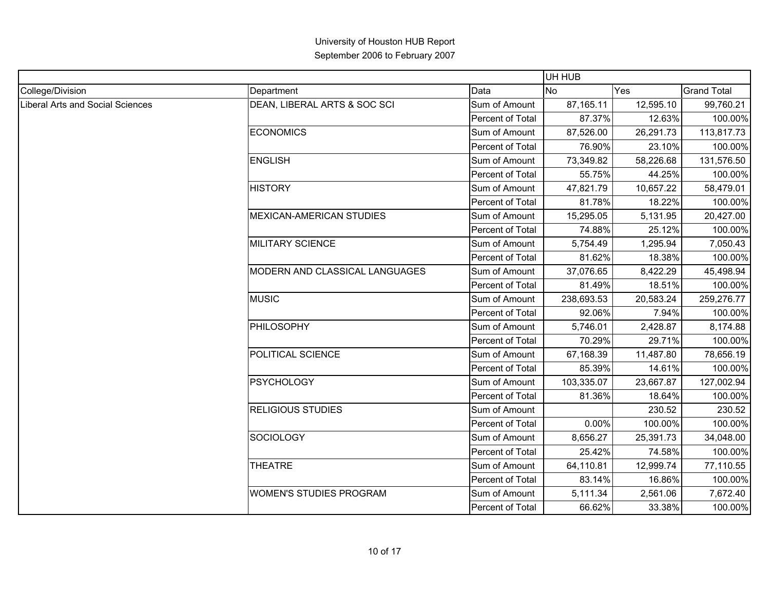University of Houston HUB Report
September 2006 to February 2007

| | | | UH HUB | | |
|---|---|---|---|---|---|
| College/Division | Department | Data | No | Yes | Grand Total |
| Liberal Arts and Social Sciences | DEAN, LIBERAL ARTS & SOC SCI | Sum of Amount | 87,165.11 | 12,595.10 | 99,760.21 |
| | | Percent of Total | 87.37% | 12.63% | 100.00% |
| | ECONOMICS | Sum of Amount | 87,526.00 | 26,291.73 | 113,817.73 |
| | | Percent of Total | 76.90% | 23.10% | 100.00% |
| | ENGLISH | Sum of Amount | 73,349.82 | 58,226.68 | 131,576.50 |
| | | Percent of Total | 55.75% | 44.25% | 100.00% |
| | HISTORY | Sum of Amount | 47,821.79 | 10,657.22 | 58,479.01 |
| | | Percent of Total | 81.78% | 18.22% | 100.00% |
| | MEXICAN-AMERICAN STUDIES | Sum of Amount | 15,295.05 | 5,131.95 | 20,427.00 |
| | | Percent of Total | 74.88% | 25.12% | 100.00% |
| | MILITARY SCIENCE | Sum of Amount | 5,754.49 | 1,295.94 | 7,050.43 |
| | | Percent of Total | 81.62% | 18.38% | 100.00% |
| | MODERN AND CLASSICAL LANGUAGES | Sum of Amount | 37,076.65 | 8,422.29 | 45,498.94 |
| | | Percent of Total | 81.49% | 18.51% | 100.00% |
| | MUSIC | Sum of Amount | 238,693.53 | 20,583.24 | 259,276.77 |
| | | Percent of Total | 92.06% | 7.94% | 100.00% |
| | PHILOSOPHY | Sum of Amount | 5,746.01 | 2,428.87 | 8,174.88 |
| | | Percent of Total | 70.29% | 29.71% | 100.00% |
| | POLITICAL SCIENCE | Sum of Amount | 67,168.39 | 11,487.80 | 78,656.19 |
| | | Percent of Total | 85.39% | 14.61% | 100.00% |
| | PSYCHOLOGY | Sum of Amount | 103,335.07 | 23,667.87 | 127,002.94 |
| | | Percent of Total | 81.36% | 18.64% | 100.00% |
| | RELIGIOUS STUDIES | Sum of Amount | | 230.52 | 230.52 |
| | | Percent of Total | 0.00% | 100.00% | 100.00% |
| | SOCIOLOGY | Sum of Amount | 8,656.27 | 25,391.73 | 34,048.00 |
| | | Percent of Total | 25.42% | 74.58% | 100.00% |
| | THEATRE | Sum of Amount | 64,110.81 | 12,999.74 | 77,110.55 |
| | | Percent of Total | 83.14% | 16.86% | 100.00% |
| | WOMEN'S STUDIES PROGRAM | Sum of Amount | 5,111.34 | 2,561.06 | 7,672.40 |
| | | Percent of Total | 66.62% | 33.38% | 100.00% |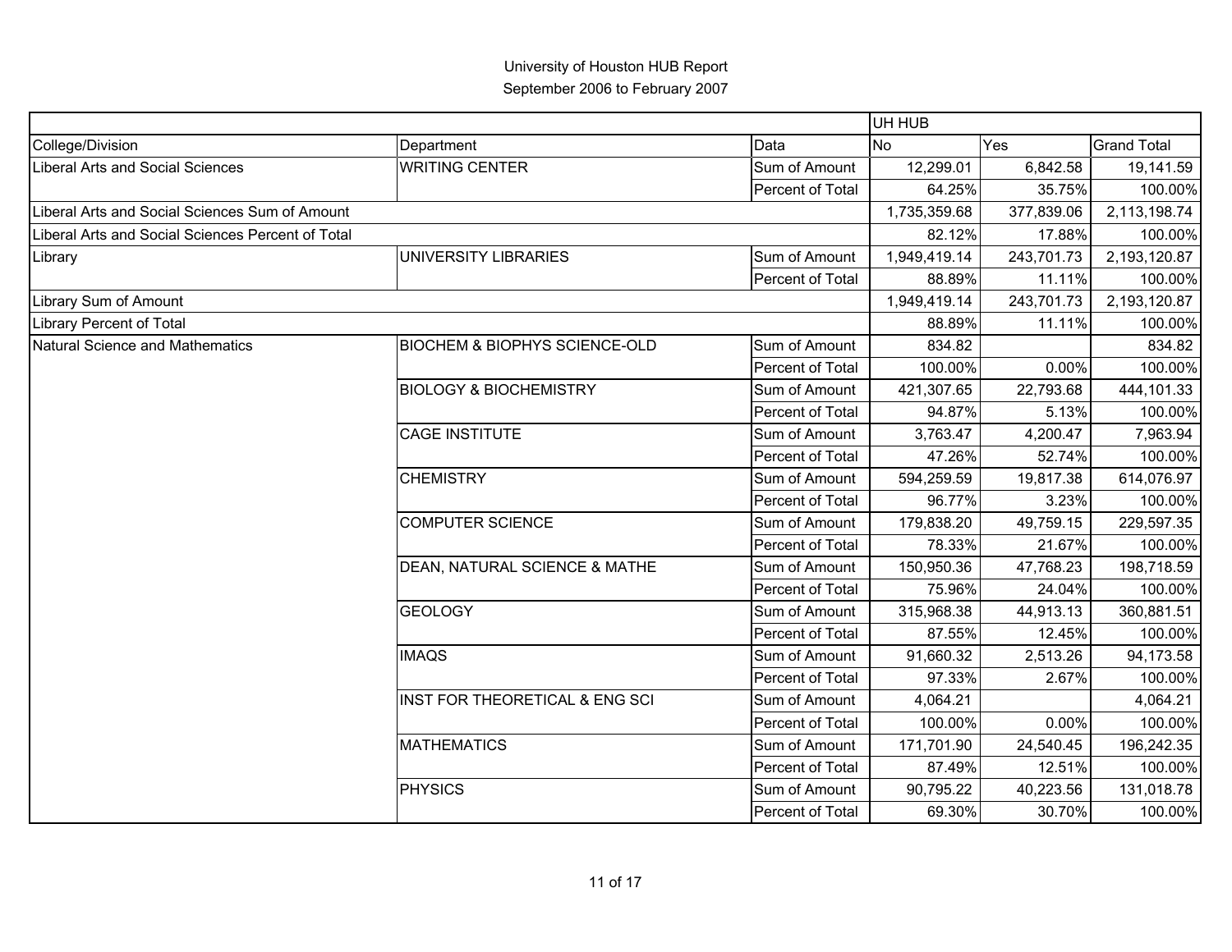University of Houston HUB Report
September 2006 to February 2007

| | | | UH HUB | | |
|---|---|---|---|---|---|
| College/Division | Department | Data | No | Yes | Grand Total |
| Liberal Arts and Social Sciences | WRITING CENTER | Sum of Amount | 12,299.01 | 6,842.58 | 19,141.59 |
| | | Percent of Total | 64.25% | 35.75% | 100.00% |
| Liberal Arts and Social Sciences Sum of Amount | | | 1,735,359.68 | 377,839.06 | 2,113,198.74 |
| Liberal Arts and Social Sciences Percent of Total | | | 82.12% | 17.88% | 100.00% |
| Library | UNIVERSITY LIBRARIES | Sum of Amount | 1,949,419.14 | 243,701.73 | 2,193,120.87 |
| | | Percent of Total | 88.89% | 11.11% | 100.00% |
| Library Sum of Amount | | | 1,949,419.14 | 243,701.73 | 2,193,120.87 |
| Library Percent of Total | | | 88.89% | 11.11% | 100.00% |
| Natural Science and Mathematics | BIOCHEM & BIOPHYS SCIENCE-OLD | Sum of Amount | 834.82 | | 834.82 |
| | | Percent of Total | 100.00% | 0.00% | 100.00% |
| | BIOLOGY & BIOCHEMISTRY | Sum of Amount | 421,307.65 | 22,793.68 | 444,101.33 |
| | | Percent of Total | 94.87% | 5.13% | 100.00% |
| | CAGE INSTITUTE | Sum of Amount | 3,763.47 | 4,200.47 | 7,963.94 |
| | | Percent of Total | 47.26% | 52.74% | 100.00% |
| | CHEMISTRY | Sum of Amount | 594,259.59 | 19,817.38 | 614,076.97 |
| | | Percent of Total | 96.77% | 3.23% | 100.00% |
| | COMPUTER SCIENCE | Sum of Amount | 179,838.20 | 49,759.15 | 229,597.35 |
| | | Percent of Total | 78.33% | 21.67% | 100.00% |
| | DEAN, NATURAL SCIENCE & MATHE | Sum of Amount | 150,950.36 | 47,768.23 | 198,718.59 |
| | | Percent of Total | 75.96% | 24.04% | 100.00% |
| | GEOLOGY | Sum of Amount | 315,968.38 | 44,913.13 | 360,881.51 |
| | | Percent of Total | 87.55% | 12.45% | 100.00% |
| | IMAQS | Sum of Amount | 91,660.32 | 2,513.26 | 94,173.58 |
| | | Percent of Total | 97.33% | 2.67% | 100.00% |
| | INST FOR THEORETICAL & ENG SCI | Sum of Amount | 4,064.21 | | 4,064.21 |
| | | Percent of Total | 100.00% | 0.00% | 100.00% |
| | MATHEMATICS | Sum of Amount | 171,701.90 | 24,540.45 | 196,242.35 |
| | | Percent of Total | 87.49% | 12.51% | 100.00% |
| | PHYSICS | Sum of Amount | 90,795.22 | 40,223.56 | 131,018.78 |
| | | Percent of Total | 69.30% | 30.70% | 100.00% |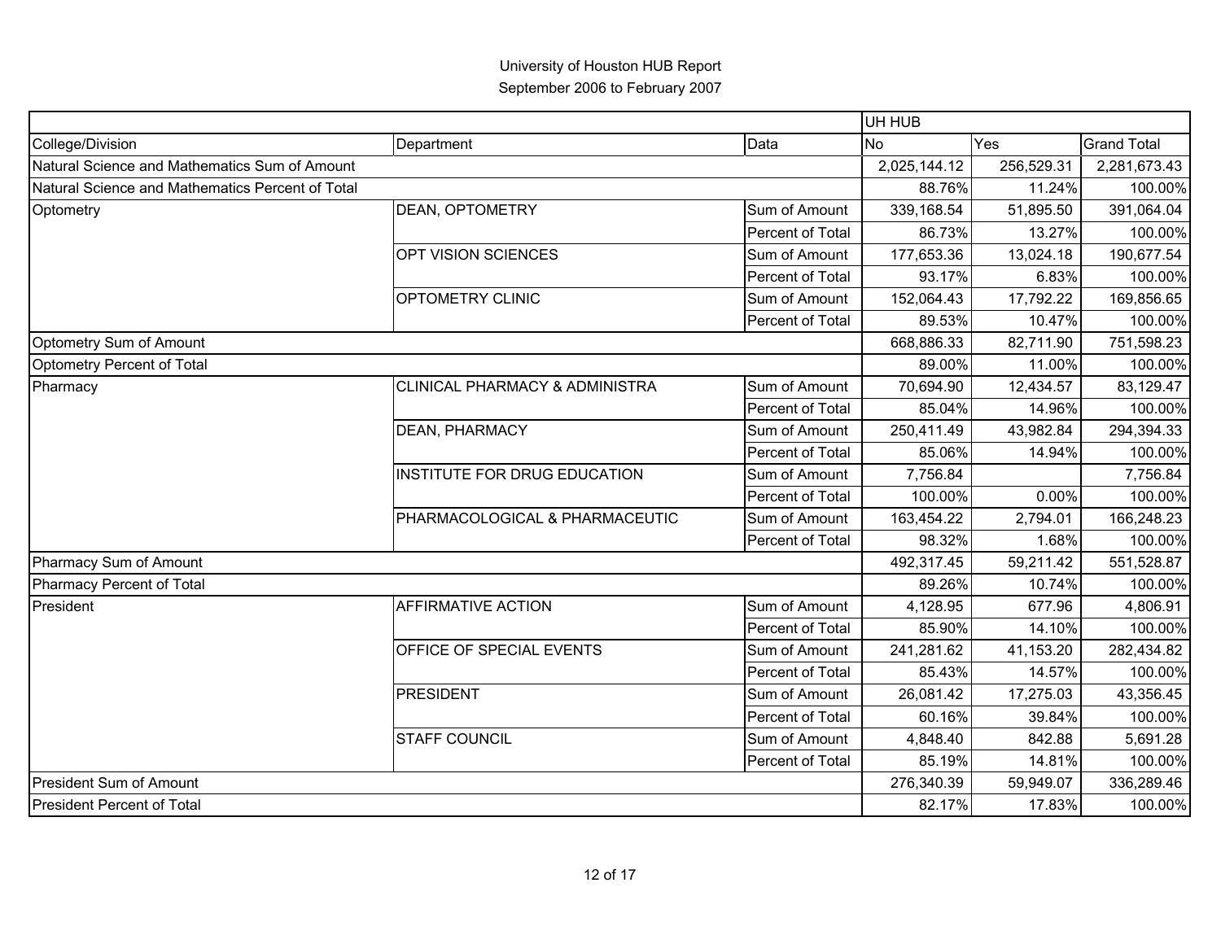# University of Houston HUB Report

## September 2006 to February 2007

| | | | UH HUB | | |
|---|---|---|---|---|---|
| College/Division | Department | Data | No | Yes | Grand Total |
| Natural Science and Mathematics Sum of Amount | | | 2,025,144.12 | 256,529.31 | 2,281,673.43 |
| Natural Science and Mathematics Percent of Total | | | 88.76% | 11.24% | 100.00% |
| Optometry | DEAN, OPTOMETRY | Sum of Amount | 339,168.54 | 51,895.50 | 391,064.04 |
| | | Percent of Total | 86.73% | 13.27% | 100.00% |
| | OPT VISION SCIENCES | Sum of Amount | 177,653.36 | 13,024.18 | 190,677.54 |
| | | Percent of Total | 93.17% | 6.83% | 100.00% |
| | OPTOMETRY CLINIC | Sum of Amount | 152,064.43 | 17,792.22 | 169,856.65 |
| | | Percent of Total | 89.53% | 10.47% | 100.00% |
| Optometry Sum of Amount | | | 668,886.33 | 82,711.90 | 751,598.23 |
| Optometry Percent of Total | | | 89.00% | 11.00% | 100.00% |
| Pharmacy | CLINICAL PHARMACY & ADMINISTRA | Sum of Amount | 70,694.90 | 12,434.57 | 83,129.47 |
| | | Percent of Total | 85.04% | 14.96% | 100.00% |
| | DEAN, PHARMACY | Sum of Amount | 250,411.49 | 43,982.84 | 294,394.33 |
| | | Percent of Total | 85.06% | 14.94% | 100.00% |
| | INSTITUTE FOR DRUG EDUCATION | Sum of Amount | 7,756.84 | | 7,756.84 |
| | | Percent of Total | 100.00% | 0.00% | 100.00% |
| | PHARMACOLOGICAL & PHARMACEUTIC | Sum of Amount | 163,454.22 | 2,794.01 | 166,248.23 |
| | | Percent of Total | 98.32% | 1.68% | 100.00% |
| Pharmacy Sum of Amount | | | 492,317.45 | 59,211.42 | 551,528.87 |
| Pharmacy Percent of Total | | | 89.26% | 10.74% | 100.00% |
| President | AFFIRMATIVE ACTION | Sum of Amount | 4,128.95 | 677.96 | 4,806.91 |
| | | Percent of Total | 85.90% | 14.10% | 100.00% |
| | OFFICE OF SPECIAL EVENTS | Sum of Amount | 241,281.62 | 41,153.20 | 282,434.82 |
| | | Percent of Total | 85.43% | 14.57% | 100.00% |
| | PRESIDENT | Sum of Amount | 26,081.42 | 17,275.03 | 43,356.45 |
| | | Percent of Total | 60.16% | 39.84% | 100.00% |
| | STAFF COUNCIL | Sum of Amount | 4,848.40 | 842.88 | 5,691.28 |
| | | Percent of Total | 85.19% | 14.81% | 100.00% |
| President Sum of Amount | | | 276,340.39 | 59,949.07 | 336,289.46 |
| President Percent of Total | | | 82.17% | 17.83% | 100.00% |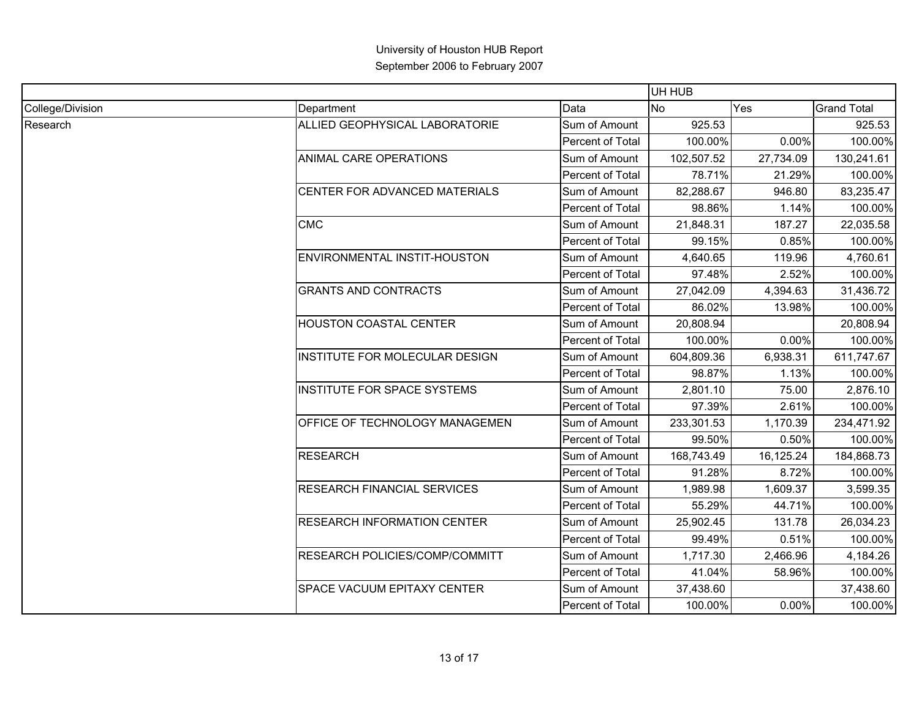University of Houston HUB Report
September 2006 to February 2007

| | | | UH HUB | | |
|---|---|---|---|---|---|
| College/Division | Department | Data | No | Yes | Grand Total |
| Research | ALLIED GEOPHYSICAL LABORATORIE | Sum of Amount | 925.53 | | 925.53 |
| | | Percent of Total | 100.00% | 0.00% | 100.00% |
| | ANIMAL CARE OPERATIONS | Sum of Amount | 102,507.52 | 27,734.09 | 130,241.61 |
| | | Percent of Total | 78.71% | 21.29% | 100.00% |
| | CENTER FOR ADVANCED MATERIALS | Sum of Amount | 82,288.67 | 946.80 | 83,235.47 |
| | | Percent of Total | 98.86% | 1.14% | 100.00% |
| | CMC | Sum of Amount | 21,848.31 | 187.27 | 22,035.58 |
| | | Percent of Total | 99.15% | 0.85% | 100.00% |
| | ENVIRONMENTAL INSTIT-HOUSTON | Sum of Amount | 4,640.65 | 119.96 | 4,760.61 |
| | | Percent of Total | 97.48% | 2.52% | 100.00% |
| | GRANTS AND CONTRACTS | Sum of Amount | 27,042.09 | 4,394.63 | 31,436.72 |
| | | Percent of Total | 86.02% | 13.98% | 100.00% |
| | HOUSTON COASTAL CENTER | Sum of Amount | 20,808.94 | | 20,808.94 |
| | | Percent of Total | 100.00% | 0.00% | 100.00% |
| | INSTITUTE FOR MOLECULAR DESIGN | Sum of Amount | 604,809.36 | 6,938.31 | 611,747.67 |
| | | Percent of Total | 98.87% | 1.13% | 100.00% |
| | INSTITUTE FOR SPACE SYSTEMS | Sum of Amount | 2,801.10 | 75.00 | 2,876.10 |
| | | Percent of Total | 97.39% | 2.61% | 100.00% |
| | OFFICE OF TECHNOLOGY MANAGEMEN | Sum of Amount | 233,301.53 | 1,170.39 | 234,471.92 |
| | | Percent of Total | 99.50% | 0.50% | 100.00% |
| | RESEARCH | Sum of Amount | 168,743.49 | 16,125.24 | 184,868.73 |
| | | Percent of Total | 91.28% | 8.72% | 100.00% |
| | RESEARCH FINANCIAL SERVICES | Sum of Amount | 1,989.98 | 1,609.37 | 3,599.35 |
| | | Percent of Total | 55.29% | 44.71% | 100.00% |
| | RESEARCH INFORMATION CENTER | Sum of Amount | 25,902.45 | 131.78 | 26,034.23 |
| | | Percent of Total | 99.49% | 0.51% | 100.00% |
| | RESEARCH POLICIES/COMP/COMMITT | Sum of Amount | 1,717.30 | 2,466.96 | 4,184.26 |
| | | Percent of Total | 41.04% | 58.96% | 100.00% |
| | SPACE VACUUM EPITAXY CENTER | Sum of Amount | 37,438.60 | | 37,438.60 |
| | | Percent of Total | 100.00% | 0.00% | 100.00% |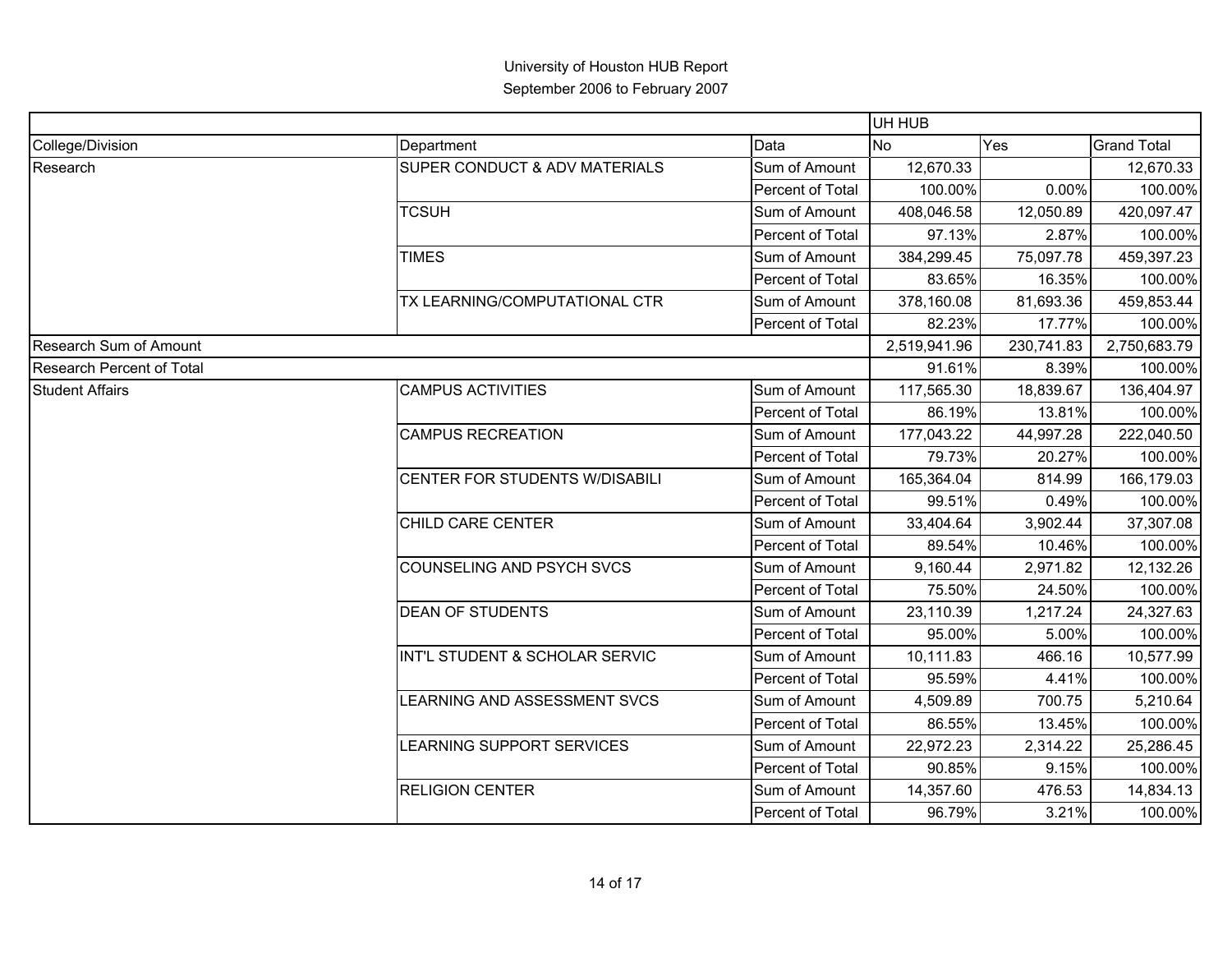# University of Houston HUB Report

## September 2006 to February 2007

| | | | UH HUB | | |
|---|---|---|---|---|---|
| College/Division | Department | Data | No | Yes | Grand Total |
| Research | SUPER CONDUCT & ADV MATERIALS | Sum of Amount | 12,670.33 | | 12,670.33 |
| | | Percent of Total | 100.00% | 0.00% | 100.00% |
| | TCSUH | Sum of Amount | 408,046.58 | 12,050.89 | 420,097.47 |
| | | Percent of Total | 97.13% | 2.87% | 100.00% |
| | TIMES | Sum of Amount | 384,299.45 | 75,097.78 | 459,397.23 |
| | | Percent of Total | 83.65% | 16.35% | 100.00% |
| | TX LEARNING/COMPUTATIONAL CTR | Sum of Amount | 378,160.08 | 81,693.36 | 459,853.44 |
| | | Percent of Total | 82.23% | 17.77% | 100.00% |
| Research Sum of Amount | | | 2,519,941.96 | 230,741.83 | 2,750,683.79 |
| Research Percent of Total | | | 91.61% | 8.39% | 100.00% |
| Student Affairs | CAMPUS ACTIVITIES | Sum of Amount | 117,565.30 | 18,839.67 | 136,404.97 |
| | | Percent of Total | 86.19% | 13.81% | 100.00% |
| | CAMPUS RECREATION | Sum of Amount | 177,043.22 | 44,997.28 | 222,040.50 |
| | | Percent of Total | 79.73% | 20.27% | 100.00% |
| | CENTER FOR STUDENTS W/DISABILI | Sum of Amount | 165,364.04 | 814.99 | 166,179.03 |
| | | Percent of Total | 99.51% | 0.49% | 100.00% |
| | CHILD CARE CENTER | Sum of Amount | 33,404.64 | 3,902.44 | 37,307.08 |
| | | Percent of Total | 89.54% | 10.46% | 100.00% |
| | COUNSELING AND PSYCH SVCS | Sum of Amount | 9,160.44 | 2,971.82 | 12,132.26 |
| | | Percent of Total | 75.50% | 24.50% | 100.00% |
| | DEAN OF STUDENTS | Sum of Amount | 23,110.39 | 1,217.24 | 24,327.63 |
| | | Percent of Total | 95.00% | 5.00% | 100.00% |
| | INT'L STUDENT & SCHOLAR SERVIC | Sum of Amount | 10,111.83 | 466.16 | 10,577.99 |
| | | Percent of Total | 95.59% | 4.41% | 100.00% |
| | LEARNING AND ASSESSMENT SVCS | Sum of Amount | 4,509.89 | 700.75 | 5,210.64 |
| | | Percent of Total | 86.55% | 13.45% | 100.00% |
| | LEARNING SUPPORT SERVICES | Sum of Amount | 22,972.23 | 2,314.22 | 25,286.45 |
| | | Percent of Total | 90.85% | 9.15% | 100.00% |
| | RELIGION CENTER | Sum of Amount | 14,357.60 | 476.53 | 14,834.13 |
| | | Percent of Total | 96.79% | 3.21% | 100.00% |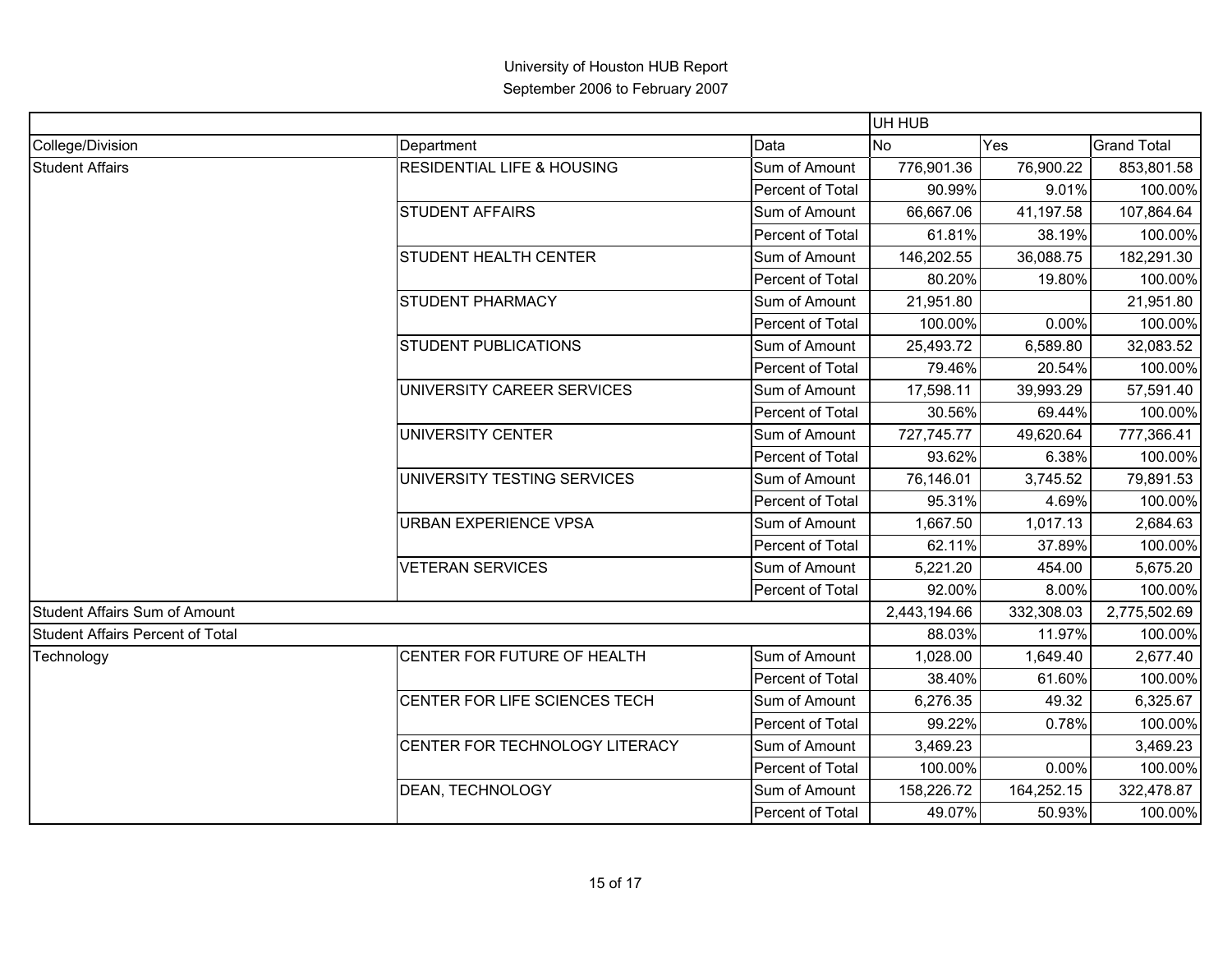University of Houston HUB Report
September 2006 to February 2007

| | | | UH HUB | | |
|---|---|---|---|---|---|
| College/Division | Department | Data | No | Yes | Grand Total |
| Student Affairs | RESIDENTIAL LIFE & HOUSING | Sum of Amount | 776,901.36 | 76,900.22 | 853,801.58 |
| | | Percent of Total | 90.99% | 9.01% | 100.00% |
| | STUDENT AFFAIRS | Sum of Amount | 66,667.06 | 41,197.58 | 107,864.64 |
| | | Percent of Total | 61.81% | 38.19% | 100.00% |
| | STUDENT HEALTH CENTER | Sum of Amount | 146,202.55 | 36,088.75 | 182,291.30 |
| | | Percent of Total | 80.20% | 19.80% | 100.00% |
| | STUDENT PHARMACY | Sum of Amount | 21,951.80 | | 21,951.80 |
| | | Percent of Total | 100.00% | 0.00% | 100.00% |
| | STUDENT PUBLICATIONS | Sum of Amount | 25,493.72 | 6,589.80 | 32,083.52 |
| | | Percent of Total | 79.46% | 20.54% | 100.00% |
| | UNIVERSITY CAREER SERVICES | Sum of Amount | 17,598.11 | 39,993.29 | 57,591.40 |
| | | Percent of Total | 30.56% | 69.44% | 100.00% |
| | UNIVERSITY CENTER | Sum of Amount | 727,745.77 | 49,620.64 | 777,366.41 |
| | | Percent of Total | 93.62% | 6.38% | 100.00% |
| | UNIVERSITY TESTING SERVICES | Sum of Amount | 76,146.01 | 3,745.52 | 79,891.53 |
| | | Percent of Total | 95.31% | 4.69% | 100.00% |
| | URBAN EXPERIENCE VPSA | Sum of Amount | 1,667.50 | 1,017.13 | 2,684.63 |
| | | Percent of Total | 62.11% | 37.89% | 100.00% |
| | VETERAN SERVICES | Sum of Amount | 5,221.20 | 454.00 | 5,675.20 |
| | | Percent of Total | 92.00% | 8.00% | 100.00% |
| Student Affairs Sum of Amount | | | 2,443,194.66 | 332,308.03 | 2,775,502.69 |
| Student Affairs Percent of Total | | | 88.03% | 11.97% | 100.00% |
| Technology | CENTER FOR FUTURE OF HEALTH | Sum of Amount | 1,028.00 | 1,649.40 | 2,677.40 |
| | | Percent of Total | 38.40% | 61.60% | 100.00% |
| | CENTER FOR LIFE SCIENCES TECH | Sum of Amount | 6,276.35 | 49.32 | 6,325.67 |
| | | Percent of Total | 99.22% | 0.78% | 100.00% |
| | CENTER FOR TECHNOLOGY LITERACY | Sum of Amount | 3,469.23 | | 3,469.23 |
| | | Percent of Total | 100.00% | 0.00% | 100.00% |
| | DEAN, TECHNOLOGY | Sum of Amount | 158,226.72 | 164,252.15 | 322,478.87 |
| | | Percent of Total | 49.07% | 50.93% | 100.00% |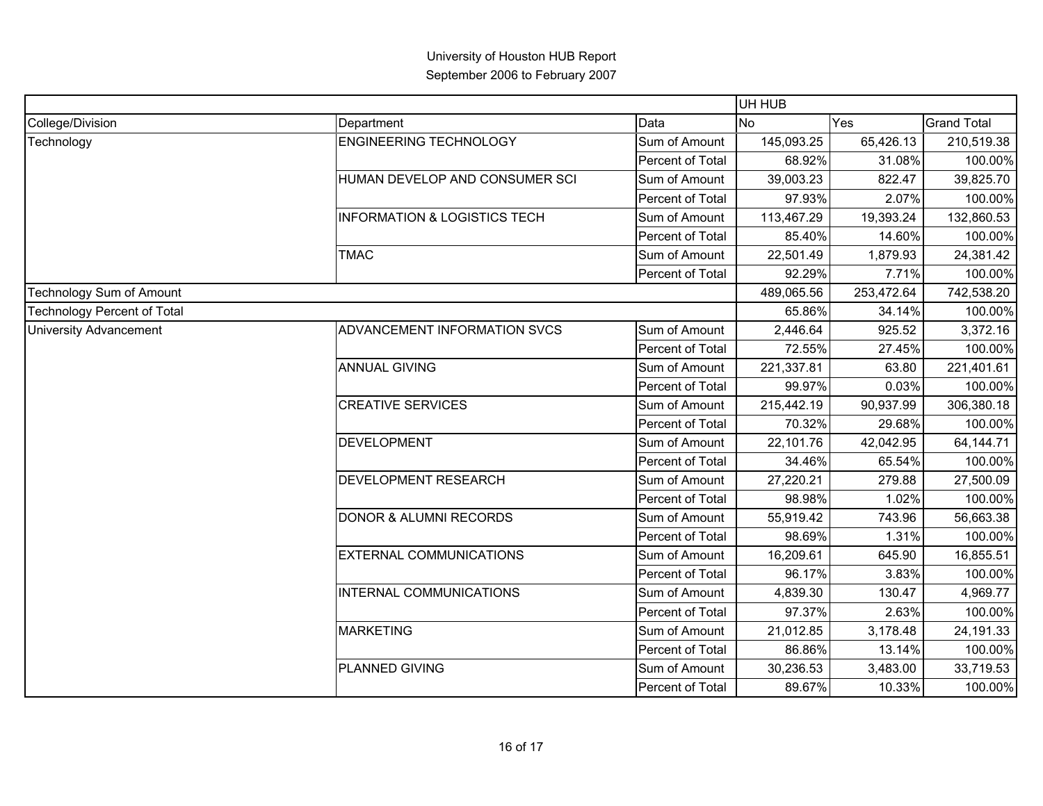# University of Houston HUB Report
## September 2006 to February 2007

| | | | UH HUB | | |
|---|---|---|---|---|---|
| College/Division | Department | Data | No | Yes | Grand Total |
| Technology | ENGINEERING TECHNOLOGY | Sum of Amount | 145,093.25 | 65,426.13 | 210,519.38 |
| | | Percent of Total | 68.92% | 31.08% | 100.00% |
| | HUMAN DEVELOP AND CONSUMER SCI | Sum of Amount | 39,003.23 | 822.47 | 39,825.70 |
| | | Percent of Total | 97.93% | 2.07% | 100.00% |
| | INFORMATION & LOGISTICS TECH | Sum of Amount | 113,467.29 | 19,393.24 | 132,860.53 |
| | | Percent of Total | 85.40% | 14.60% | 100.00% |
| | TMAC | Sum of Amount | 22,501.49 | 1,879.93 | 24,381.42 |
| | | Percent of Total | 92.29% | 7.71% | 100.00% |
| Technology Sum of Amount | | | 489,065.56 | 253,472.64 | 742,538.20 |
| Technology Percent of Total | | | 65.86% | 34.14% | 100.00% |
| University Advancement | ADVANCEMENT INFORMATION SVCS | Sum of Amount | 2,446.64 | 925.52 | 3,372.16 |
| | | Percent of Total | 72.55% | 27.45% | 100.00% |
| | ANNUAL GIVING | Sum of Amount | 221,337.81 | 63.80 | 221,401.61 |
| | | Percent of Total | 99.97% | 0.03% | 100.00% |
| | CREATIVE SERVICES | Sum of Amount | 215,442.19 | 90,937.99 | 306,380.18 |
| | | Percent of Total | 70.32% | 29.68% | 100.00% |
| | DEVELOPMENT | Sum of Amount | 22,101.76 | 42,042.95 | 64,144.71 |
| | | Percent of Total | 34.46% | 65.54% | 100.00% |
| | DEVELOPMENT RESEARCH | Sum of Amount | 27,220.21 | 279.88 | 27,500.09 |
| | | Percent of Total | 98.98% | 1.02% | 100.00% |
| | DONOR & ALUMNI RECORDS | Sum of Amount | 55,919.42 | 743.96 | 56,663.38 |
| | | Percent of Total | 98.69% | 1.31% | 100.00% |
| | EXTERNAL COMMUNICATIONS | Sum of Amount | 16,209.61 | 645.90 | 16,855.51 |
| | | Percent of Total | 96.17% | 3.83% | 100.00% |
| | INTERNAL COMMUNICATIONS | Sum of Amount | 4,839.30 | 130.47 | 4,969.77 |
| | | Percent of Total | 97.37% | 2.63% | 100.00% |
| | MARKETING | Sum of Amount | 21,012.85 | 3,178.48 | 24,191.33 |
| | | Percent of Total | 86.86% | 13.14% | 100.00% |
| | PLANNED GIVING | Sum of Amount | 30,236.53 | 3,483.00 | 33,719.53 |
| | | Percent of Total | 89.67% | 10.33% | 100.00% |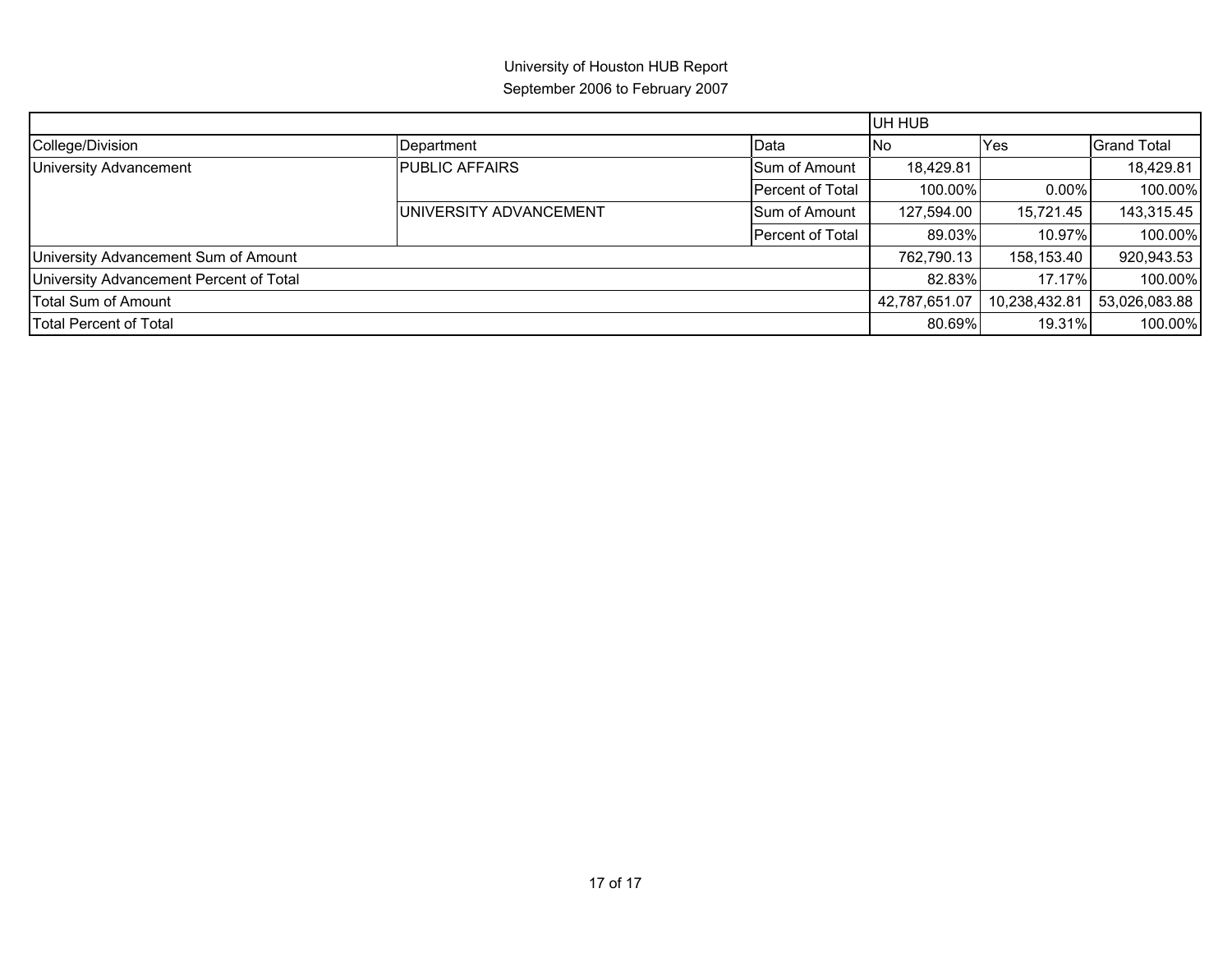University of Houston HUB Report

September 2006 to February 2007

| | | | UH HUB | | |
|---|---|---|---|---|---|
| College/Division | Department | Data | No | Yes | Grand Total |
| University Advancement | PUBLIC AFFAIRS | Sum of Amount | 18,429.81 | | 18,429.81 |
| | | Percent of Total | 100.00% | 0.00% | 100.00% |
| | UNIVERSITY ADVANCEMENT | Sum of Amount | 127,594.00 | 15,721.45 | 143,315.45 |
| | | Percent of Total | 89.03% | 10.97% | 100.00% |
| University Advancement Sum of Amount | | | 762,790.13 | 158,153.40 | 920,943.53 |
| University Advancement Percent of Total | | | 82.83% | 17.17% | 100.00% |
| Total Sum of Amount | | | 42,787,651.07 | 10,238,432.81 | 53,026,083.88 |
| Total Percent of Total | | | 80.69% | 19.31% | 100.00% |